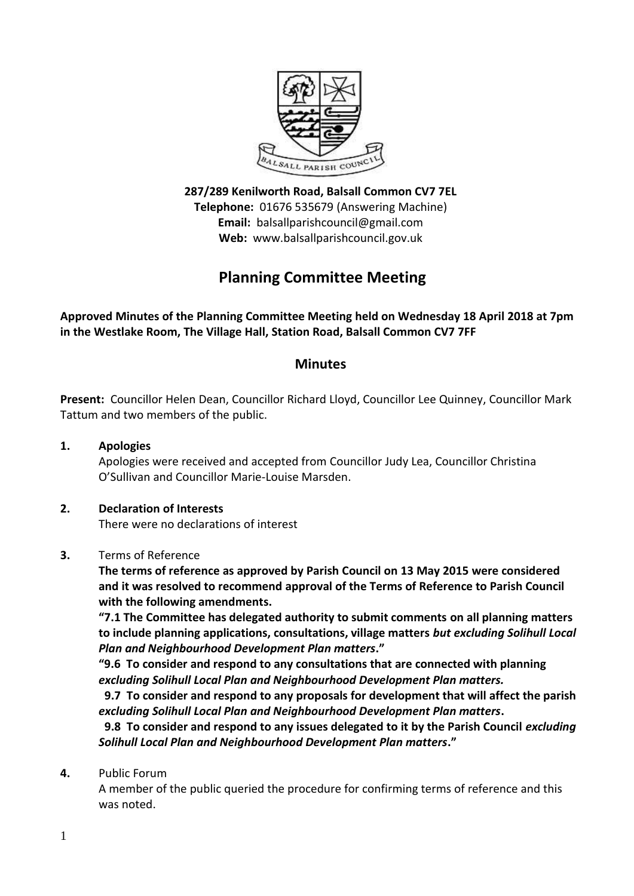**287/289 Kenilworth Road, Balsall Common CV7 7EL**
**Telephone:** 01676 535679 (Answering Machine)
**Email:** balsallparishcouncil@gmail.com
**Web:** www.balsallparishcouncil.gov.uk

# Planning Committee Meeting

**Approved Minutes of the Planning Committee Meeting held on Wednesday 18 April 2018 at 7pm in the Westlake Room, The Village Hall, Station Road, Balsall Common CV7 7FF**

## Minutes

**Present:** Councillor Helen Dean, Councillor Richard Lloyd, Councillor Lee Quinney, Councillor Mark Tattum and two members of the public.

**1. Apologies**

Apologies were received and accepted from Councillor Judy Lea, Councillor Christina O'Sullivan and Councillor Marie-Louise Marsden.

**2. Declaration of Interests**

There were no declarations of interest

**3.** Terms of Reference

**The terms of reference as approved by Parish Council on 13 May 2015 were considered and it was resolved to recommend approval of the Terms of Reference to Parish Council with the following amendments.**

**"7.1 The Committee has delegated authority to submit comments on all planning matters to include planning applications, consultations, village matters *but excluding Solihull Local Plan and Neighbourhood Development Plan matters*."**

**"9.6 To consider and respond to any consultations that are connected with planning *excluding Solihull Local Plan and Neighbourhood Development Plan matters.***

**9.7 To consider and respond to any proposals for development that will affect the parish *excluding Solihull Local Plan and Neighbourhood Development Plan matters*.**

**9.8 To consider and respond to any issues delegated to it by the Parish Council *excluding Solihull Local Plan and Neighbourhood Development Plan matters*."**

**4.** Public Forum

A member of the public queried the procedure for confirming terms of reference and this was noted.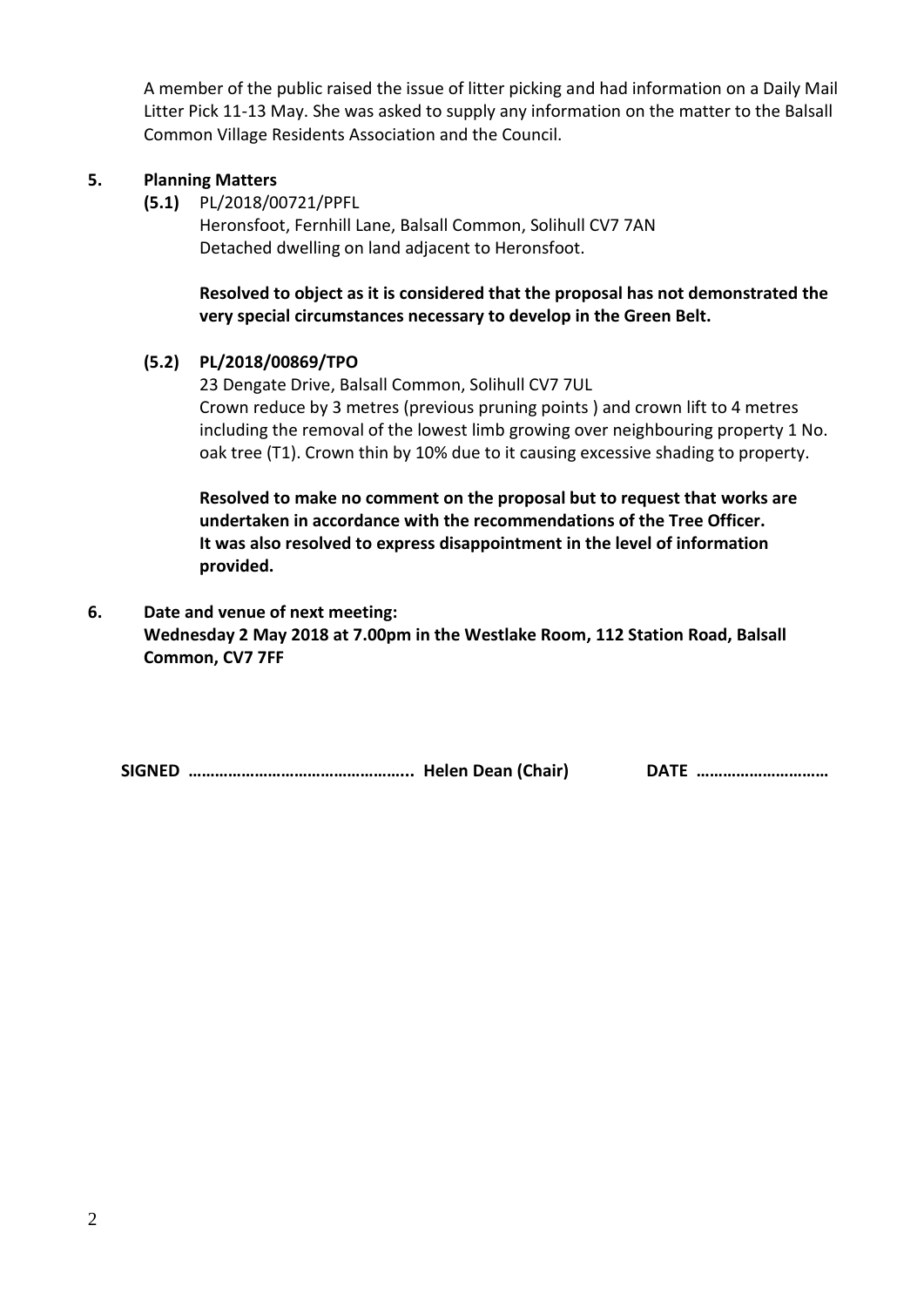A member of the public raised the issue of litter picking and had information on a Daily Mail Litter Pick 11-13 May. She was asked to supply any information on the matter to the Balsall Common Village Residents Association and the Council.

**5. Planning Matters**

**(5.1)** PL/2018/00721/PPFL
Heronsfoot, Fernhill Lane, Balsall Common, Solihull CV7 7AN
Detached dwelling on land adjacent to Heronsfoot.

**Resolved to object as it is considered that the proposal has not demonstrated the very special circumstances necessary to develop in the Green Belt.**

**(5.2) PL/2018/00869/TPO**
23 Dengate Drive, Balsall Common, Solihull CV7 7UL
Crown reduce by 3 metres (previous pruning points ) and crown lift to 4 metres including the removal of the lowest limb growing over neighbouring property 1 No. oak tree (T1). Crown thin by 10% due to it causing excessive shading to property.

**Resolved to make no comment on the proposal but to request that works are undertaken in accordance with the recommendations of the Tree Officer. It was also resolved to express disappointment in the level of information provided.**

**6. Date and venue of next meeting:**
**Wednesday 2 May 2018 at 7.00pm in the Westlake Room, 112 Station Road, Balsall Common, CV7 7FF**

**SIGNED ………………………………………….. Helen Dean (Chair) DATE ………………………**